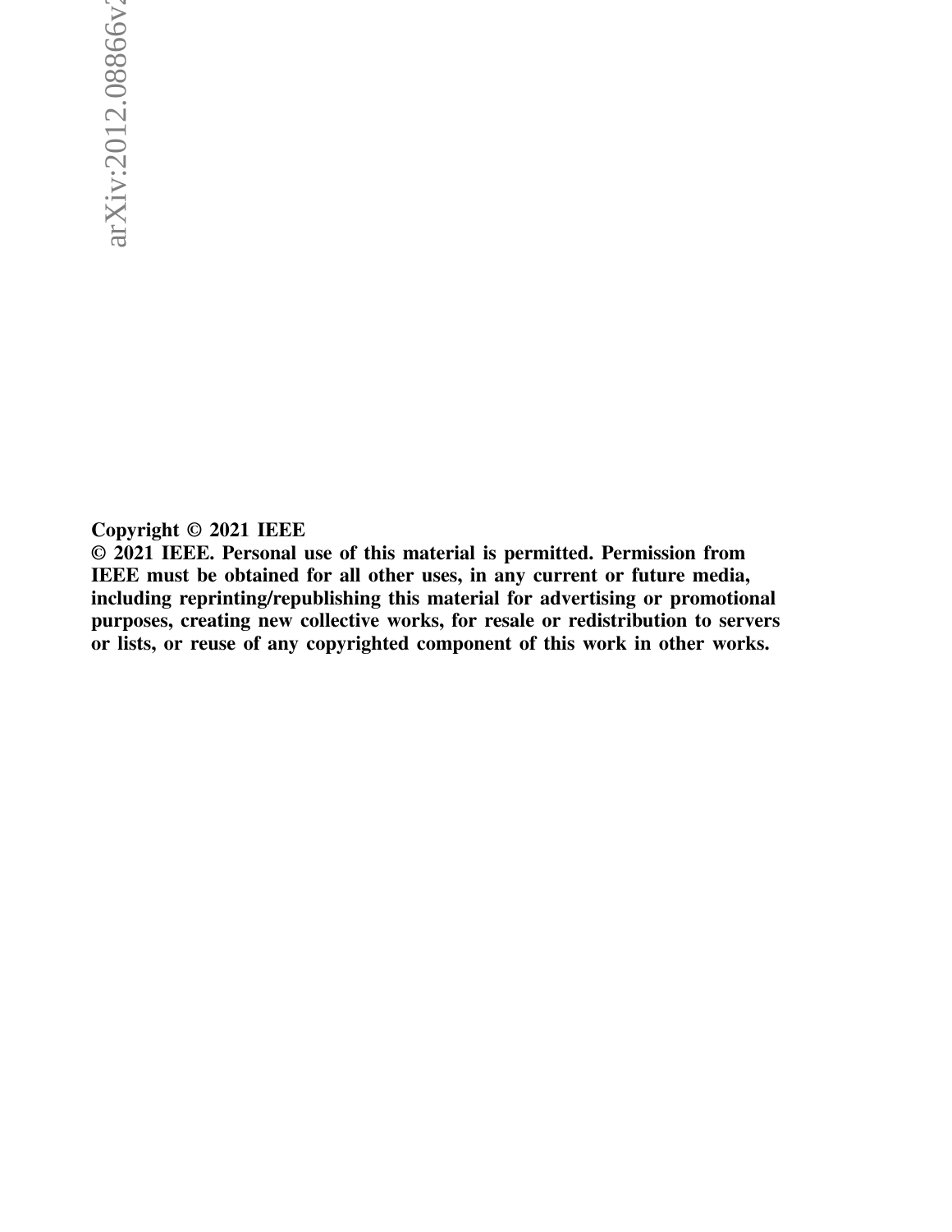**Copyright © 2021 IEEE**
**© 2021 IEEE. Personal use of this material is permitted. Permission from IEEE must be obtained for all other uses, in any current or future media, including reprinting/republishing this material for advertising or promotional purposes, creating new collective works, for resale or redistribution to servers or lists, or reuse of any copyrighted component of this work in other works.**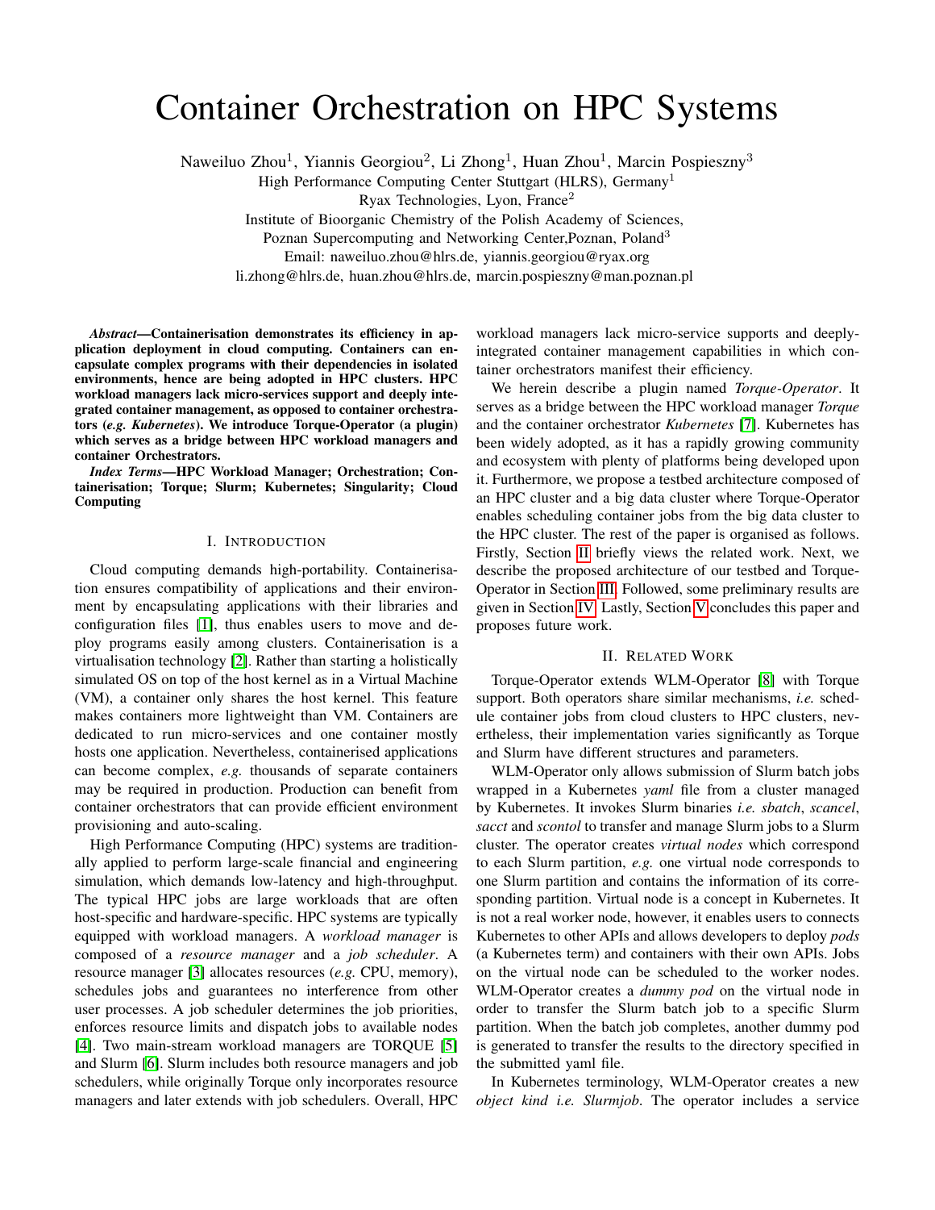# Container Orchestration on HPC Systems

Naweiluo Zhou[1], Yiannis Georgiou[2], Li Zhong[1], Huan Zhou[1], Marcin Pospieszny[3]

High Performance Computing Center Stuttgart (HLRS), Germany[1]

Ryax Technologies, Lyon, France[2]

Institute of Bioorganic Chemistry of the Polish Academy of Sciences,
Poznan Supercomputing and Networking Center,Poznan, Poland[3]

Email: naweiluo.zhou@hlrs.de, yiannis.georgiou@ryax.org
li.zhong@hlrs.de, huan.zhou@hlrs.de, marcin.pospieszny@man.poznan.pl

***Abstract*—Containerisation demonstrates its efficiency in application deployment in cloud computing. Containers can encapsulate complex programs with their dependencies in isolated environments, hence are being adopted in HPC clusters. HPC workload managers lack micro-services support and deeply integrated container management, as opposed to container orchestrators (*e.g. Kubernetes*). We introduce Torque-Operator (a plugin) which serves as a bridge between HPC workload managers and container Orchestrators.**

***Index Terms*—HPC Workload Manager; Orchestration; Containerisation; Torque; Slurm; Kubernetes; Singularity; Cloud Computing**

## I. Introduction

Cloud computing demands high-portability. Containerisation ensures compatibility of applications and their environment by encapsulating applications with their libraries and configuration files [1], thus enables users to move and deploy programs easily among clusters. Containerisation is a virtualisation technology [2]. Rather than starting a holistically simulated OS on top of the host kernel as in a Virtual Machine (VM), a container only shares the host kernel. This feature makes containers more lightweight than VM. Containers are dedicated to run micro-services and one container mostly hosts one application. Nevertheless, containerised applications can become complex, *e.g.* thousands of separate containers may be required in production. Production can benefit from container orchestrators that can provide efficient environment provisioning and auto-scaling.

High Performance Computing (HPC) systems are traditionally applied to perform large-scale financial and engineering simulation, which demands low-latency and high-throughput. The typical HPC jobs are large workloads that are often host-specific and hardware-specific. HPC systems are typically equipped with workload managers. A *workload manager* is composed of a *resource manager* and a *job scheduler*. A resource manager [3] allocates resources (*e.g.* CPU, memory), schedules jobs and guarantees no interference from other user processes. A job scheduler determines the job priorities, enforces resource limits and dispatch jobs to available nodes [4]. Two main-stream workload managers are TORQUE [5] and Slurm [6]. Slurm includes both resource managers and job schedulers, while originally Torque only incorporates resource managers and later extends with job schedulers. Overall, HPC workload managers lack micro-service supports and deeply-integrated container management capabilities in which container orchestrators manifest their efficiency.

We herein describe a plugin named *Torque-Operator*. It serves as a bridge between the HPC workload manager *Torque* and the container orchestrator *Kubernetes* [7]. Kubernetes has been widely adopted, as it has a rapidly growing community and ecosystem with plenty of platforms being developed upon it. Furthermore, we propose a testbed architecture composed of an HPC cluster and a big data cluster where Torque-Operator enables scheduling container jobs from the big data cluster to the HPC cluster. The rest of the paper is organised as follows. Firstly, Section II briefly views the related work. Next, we describe the proposed architecture of our testbed and Torque-Operator in Section III. Followed, some preliminary results are given in Section IV. Lastly, Section V concludes this paper and proposes future work.

## II. Related Work

Torque-Operator extends WLM-Operator [8] with Torque support. Both operators share similar mechanisms, *i.e.* schedule container jobs from cloud clusters to HPC clusters, nevertheless, their implementation varies significantly as Torque and Slurm have different structures and parameters.

WLM-Operator only allows submission of Slurm batch jobs wrapped in a Kubernetes *yaml* file from a cluster managed by Kubernetes. It invokes Slurm binaries *i.e. sbatch*, *scancel*, *sacct* and *scontol* to transfer and manage Slurm jobs to a Slurm cluster. The operator creates *virtual nodes* which correspond to each Slurm partition, *e.g.* one virtual node corresponds to one Slurm partition and contains the information of its corresponding partition. Virtual node is a concept in Kubernetes. It is not a real worker node, however, it enables users to connects Kubernetes to other APIs and allows developers to deploy *pods* (a Kubernetes term) and containers with their own APIs. Jobs on the virtual node can be scheduled to the worker nodes. WLM-Operator creates a *dummy pod* on the virtual node in order to transfer the Slurm batch job to a specific Slurm partition. When the batch job completes, another dummy pod is generated to transfer the results to the directory specified in the submitted yaml file.

In Kubernetes terminology, WLM-Operator creates a new *object kind i.e. Slurmjob*. The operator includes a service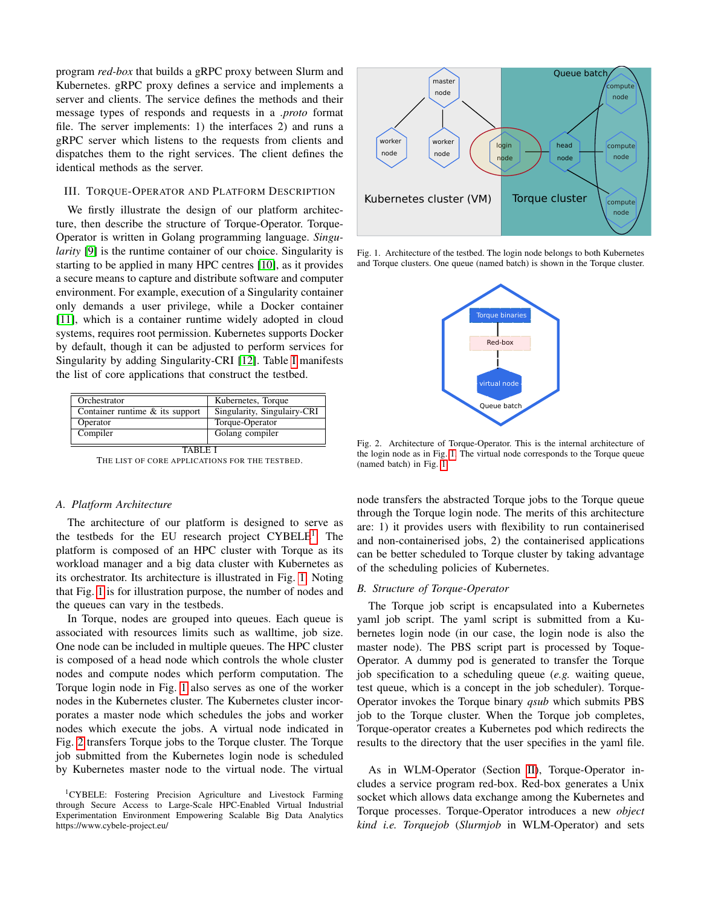program *red-box* that builds a gRPC proxy between Slurm and Kubernetes. gRPC proxy defines a service and implements a server and clients. The service defines the methods and their message types of responds and requests in a *.proto* format file. The server implements: 1) the interfaces 2) and runs a gRPC server which listens to the requests from clients and dispatches them to the right services. The client defines the identical methods as the server.

## III. Torque-Operator and Platform Description

We firstly illustrate the design of our platform architecture, then describe the structure of Torque-Operator. Torque-Operator is written in Golang programming language. *Singularity* [9] is the runtime container of our choice. Singularity is starting to be applied in many HPC centres [10], as it provides a secure means to capture and distribute software and computer environment. For example, execution of a Singularity container only demands a user privilege, while a Docker container [11], which is a container runtime widely adopted in cloud systems, requires root permission. Kubernetes supports Docker by default, though it can be adjusted to perform services for Singularity by adding Singularity-CRI [12]. Table I manifests the list of core applications that construct the testbed.

| | |
|---|---|
| Orchestrator | Kubernetes, Torque |
| Container runtime & its support | Singularity, Singulairy-CRI |
| Operator | Torque-Operator |
| Compiler | Golang compiler |

TABLE I
The list of core applications for the testbed.

### A. Platform Architecture

The architecture of our platform is designed to serve as the testbeds for the EU research project CYBELE[1]. The platform is composed of an HPC cluster with Torque as its workload manager and a big data cluster with Kubernetes as its orchestrator. Its architecture is illustrated in Fig. 1. Noting that Fig. 1 is for illustration purpose, the number of nodes and the queues can vary in the testbeds.

In Torque, nodes are grouped into queues. Each queue is associated with resources limits such as walltime, job size. One node can be included in multiple queues. The HPC cluster is composed of a head node which controls the whole cluster nodes and compute nodes which perform computation. The Torque login node in Fig. 1 also serves as one of the worker nodes in the Kubernetes cluster. The Kubernetes cluster incorporates a master node which schedules the jobs and worker nodes which execute the jobs. A virtual node indicated in Fig. 2 transfers Torque jobs to the Torque cluster. The Torque job submitted from the Kubernetes login node is scheduled by Kubernetes master node to the virtual node. The virtual node transfers the abstracted Torque jobs to the Torque queue through the Torque login node. The merits of this architecture are: 1) it provides users with flexibility to run containerised and non-containerised jobs, 2) the containerised applications can be better scheduled to Torque cluster by taking advantage of the scheduling policies of Kubernetes.

[1] CYBELE: Fostering Precision Agriculture and Livestock Farming through Secure Access to Large-Scale HPC-Enabled Virtual Industrial Experimentation Environment Empowering Scalable Big Data Analytics https://www.cybele-project.eu/

Queue batch
master node
worker node
worker node
login node
head node
compute node
compute node
compute node
Kubernetes cluster (VM)
Torque cluster

Fig. 1. Architecture of the testbed. The login node belongs to both Kubernetes and Torque clusters. One queue (named batch) is shown in the Torque cluster.

Torque binaries
Red-box
virtual node
Queue batch

Fig. 2. Architecture of Torque-Operator. This is the internal architecture of the login node as in Fig. 1. The virtual node corresponds to the Torque queue (named batch) in Fig. 1.

### B. Structure of Torque-Operator

The Torque job script is encapsulated into a Kubernetes yaml job script. The yaml script is submitted from a Kubernetes login node (in our case, the login node is also the master node). The PBS script part is processed by Toque-Operator. A dummy pod is generated to transfer the Torque job specification to a scheduling queue (*e.g.* waiting queue, test queue, which is a concept in the job scheduler). Torque-Operator invokes the Torque binary *qsub* which submits PBS job to the Torque cluster. When the Torque job completes, Torque-operator creates a Kubernetes pod which redirects the results to the directory that the user specifies in the yaml file.

As in WLM-Operator (Section II), Torque-Operator includes a service program red-box. Red-box generates a Unix socket which allows data exchange among the Kubernetes and Torque processes. Torque-Operator introduces a new *object kind i.e. Torquejob* (*Slurmjob* in WLM-Operator) and sets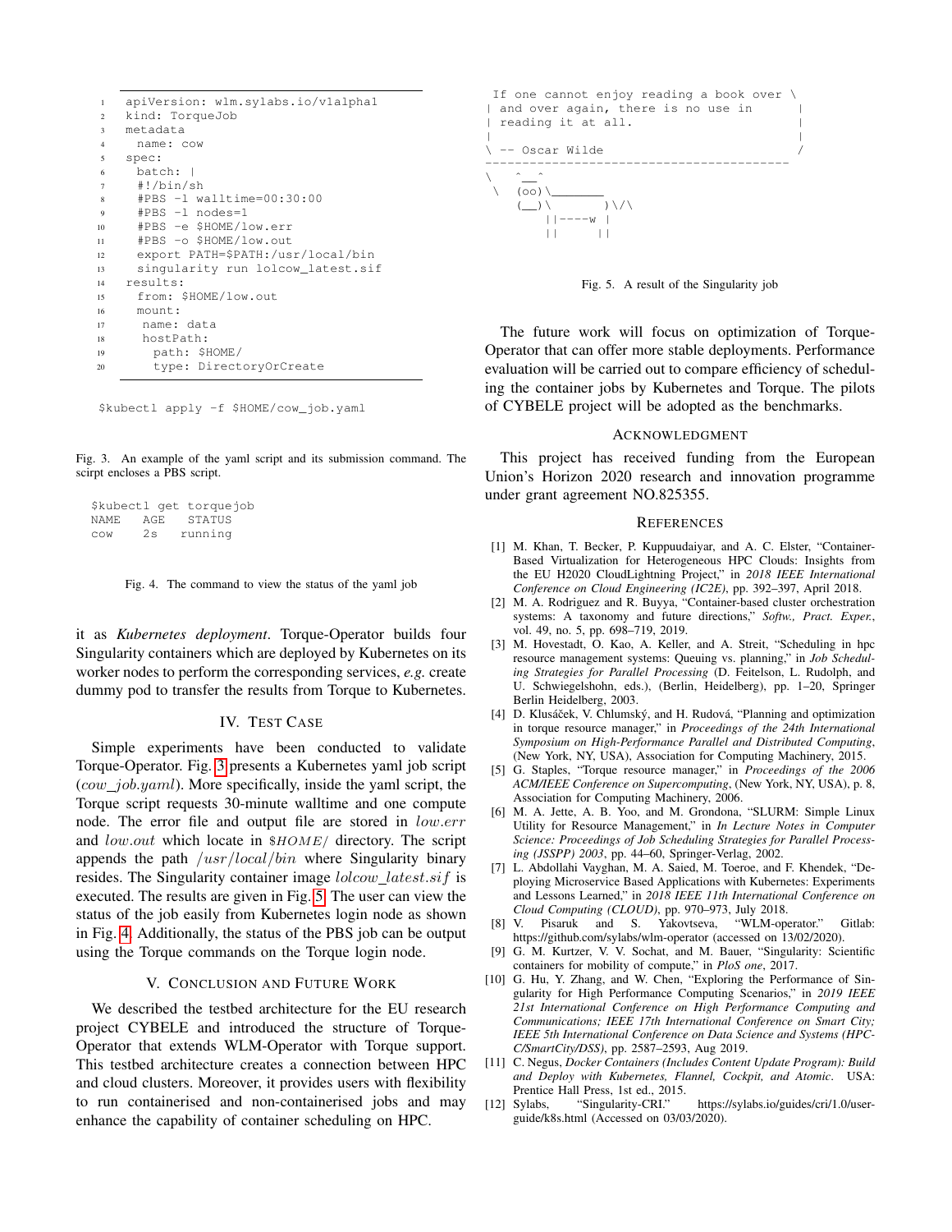```
apiVersion: wlm.sylabs.io/v1alpha1
kind: TorqueJob
metadata
  name: cow
spec:
  batch: |
  #!/bin/sh
  #PBS -l walltime=00:30:00
  #PBS -l nodes=1
  #PBS -e $HOME/low.err
  #PBS -o $HOME/low.out
  export PATH=$PATH:/usr/local/bin
  singularity run lolcow_latest.sif
results:
  from: $HOME/low.out
  mount:
   name: data
   hostPath:
     path: $HOME/
     type: DirectoryOrCreate
```

```
$kubectl apply -f $HOME/cow_job.yaml
```

Fig. 3. An example of the yaml script and its submission command. The scirpt encloses a PBS script.

```
$kubectl get torquejob
NAME   AGE   STATUS
cow    2s    running
```

Fig. 4. The command to view the status of the yaml job

it as *Kubernetes deployment*. Torque-Operator builds four Singularity containers which are deployed by Kubernetes on its worker nodes to perform the corresponding services, *e.g.* create dummy pod to transfer the results from Torque to Kubernetes.

## IV. Test Case

Simple experiments have been conducted to validate Torque-Operator. Fig. 3 presents a Kubernetes yaml job script ($cow\_job.yaml$). More specifically, inside the yaml script, the Torque script requests 30-minute walltime and one compute node. The error file and output file are stored in $low.err$ and $low.out$ which locate in $HOME/ directory. The script appends the path $/usr/local/bin$ where Singularity binary resides. The Singularity container image $lolcow\_latest.sif$ is executed. The results are given in Fig. 5. The user can view the status of the job easily from Kubernetes login node as shown in Fig. 4. Additionally, the status of the PBS job can be output using the Torque commands on the Torque login node.

## V. Conclusion and Future Work

We described the testbed architecture for the EU research project CYBELE and introduced the structure of Torque-Operator that extends WLM-Operator with Torque support. This testbed architecture creates a connection between HPC and cloud clusters. Moreover, it provides users with flexibility to run containerised and non-containerised jobs and may enhance the capability of container scheduling on HPC.

```
 If one cannot enjoy reading a book over \
| and over again, there is no use in      |
| reading it at all.                      |
|                                         |
\ -- Oscar Wilde                          /
 -----------------------------------------
\    ^__^
 \   (oo)\_______
     (__)\       )\/\
         ||----w |
         ||     ||
```

Fig. 5. A result of the Singularity job

The future work will focus on optimization of Torque-Operator that can offer more stable deployments. Performance evaluation will be carried out to compare efficiency of scheduling the container jobs by Kubernetes and Torque. The pilots of CYBELE project will be adopted as the benchmarks.

## Acknowledgment

This project has received funding from the European Union's Horizon 2020 research and innovation programme under grant agreement NO.825355.

## References

[1] M. Khan, T. Becker, P. Kuppuudaiyar, and A. C. Elster, "Container-Based Virtualization for Heterogeneous HPC Clouds: Insights from the EU H2020 CloudLightning Project," in *2018 IEEE International Conference on Cloud Engineering (IC2E)*, pp. 392–397, April 2018.

[2] M. A. Rodriguez and R. Buyya, "Container-based cluster orchestration systems: A taxonomy and future directions," *Softw., Pract. Exper.*, vol. 49, no. 5, pp. 698–719, 2019.

[3] M. Hovestadt, O. Kao, A. Keller, and A. Streit, "Scheduling in hpc resource management systems: Queuing vs. planning," in *Job Scheduling Strategies for Parallel Processing* (D. Feitelson, L. Rudolph, and U. Schwiegelshohn, eds.), (Berlin, Heidelberg), pp. 1–20, Springer Berlin Heidelberg, 2003.

[4] D. Klusáček, V. Chlumský, and H. Rudová, "Planning and optimization in torque resource manager," in *Proceedings of the 24th International Symposium on High-Performance Parallel and Distributed Computing*, (New York, NY, USA), Association for Computing Machinery, 2015.

[5] G. Staples, "Torque resource manager," in *Proceedings of the 2006 ACM/IEEE Conference on Supercomputing*, (New York, NY, USA), p. 8, Association for Computing Machinery, 2006.

[6] M. A. Jette, A. B. Yoo, and M. Grondona, "SLURM: Simple Linux Utility for Resource Management," in *In Lecture Notes in Computer Science: Proceedings of Job Scheduling Strategies for Parallel Processing (JSSPP) 2003*, pp. 44–60, Springer-Verlag, 2002.

[7] L. Abdollahi Vayghan, M. A. Saied, M. Toeroe, and F. Khendek, "Deploying Microservice Based Applications with Kubernetes: Experiments and Lessons Learned," in *2018 IEEE 11th International Conference on Cloud Computing (CLOUD)*, pp. 970–973, July 2018.

[8] V. Pisaruk and S. Yakovtseva, "WLM-operator." Gitlab: https://github.com/sylabs/wlm-operator (accessed on 13/02/2020).

[9] G. M. Kurtzer, V. V. Sochat, and M. Bauer, "Singularity: Scientific containers for mobility of compute," in *PloS one*, 2017.

[10] G. Hu, Y. Zhang, and W. Chen, "Exploring the Performance of Singularity for High Performance Computing Scenarios," in *2019 IEEE 21st International Conference on High Performance Computing and Communications; IEEE 17th International Conference on Smart City; IEEE 5th International Conference on Data Science and Systems (HPCC/SmartCity/DSS)*, pp. 2587–2593, Aug 2019.

[11] C. Negus, *Docker Containers (Includes Content Update Program): Build and Deploy with Kubernetes, Flannel, Cockpit, and Atomic*. USA: Prentice Hall Press, 1st ed., 2015.

[12] Sylabs, "Singularity-CRI." https://sylabs.io/guides/cri/1.0/user-guide/k8s.html (Accessed on 03/03/2020).